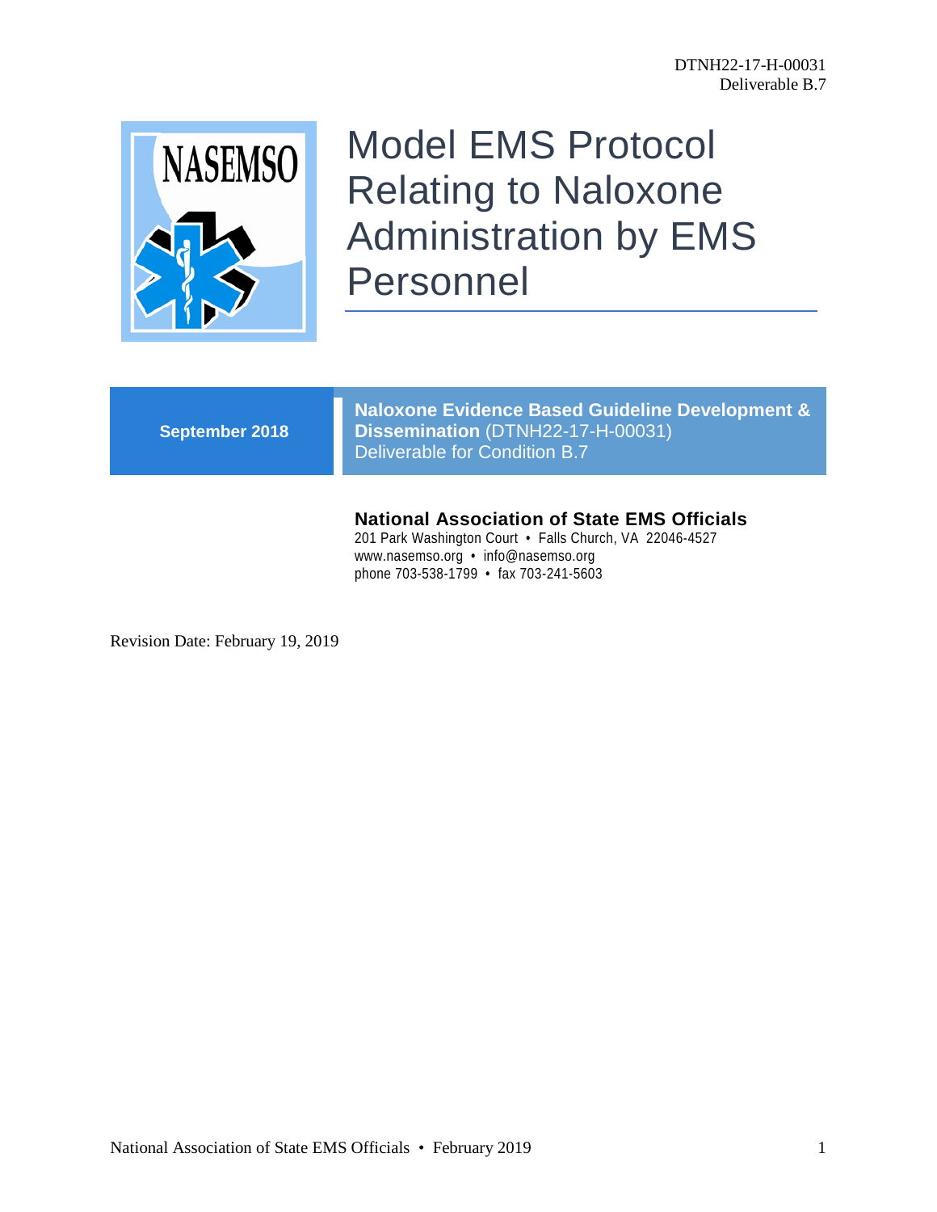DTNH22-17-H-00031
Deliverable B.7

NASEMSO

# Model EMS Protocol Relating to Naloxone Administration by EMS Personnel

**September 2018**

**Naloxone Evidence Based Guideline Development & Dissemination** (DTNH22-17-H-00031)
Deliverable for Condition B.7

**National Association of State EMS Officials**
201 Park Washington Court • Falls Church, VA 22046-4527
www.nasemso.org • info@nasemso.org
phone 703-538-1799 • fax 703-241-5603

Revision Date: February 19, 2019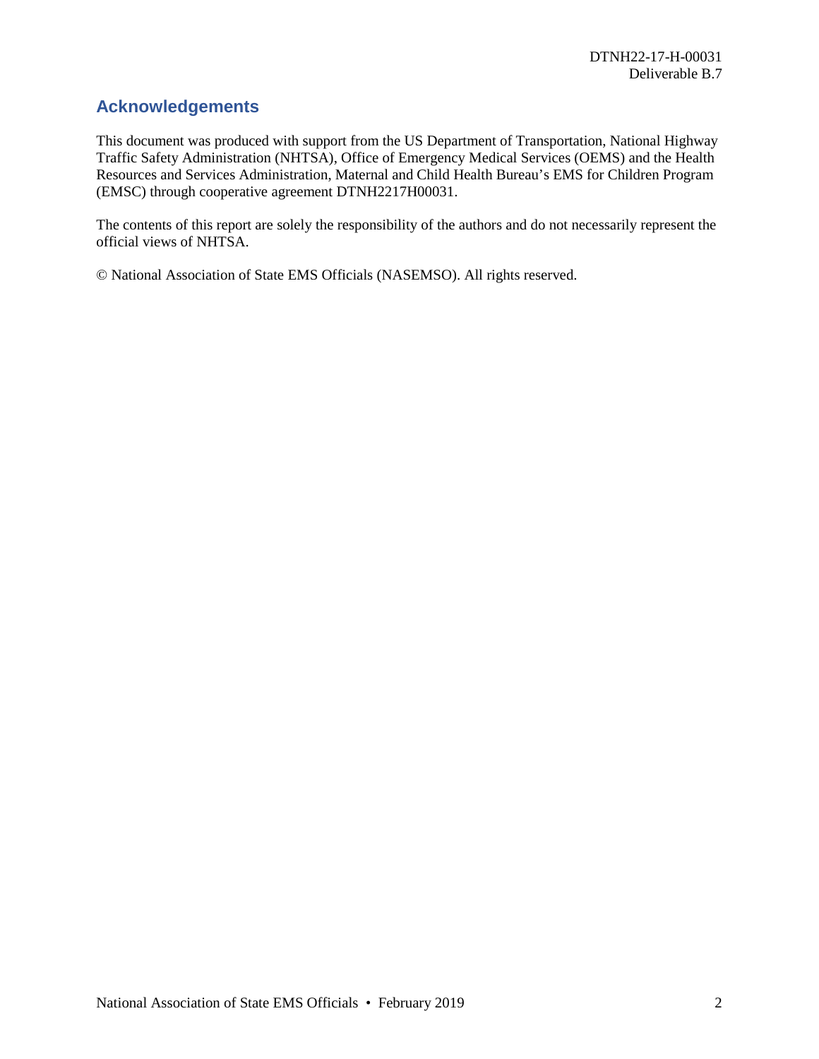## Acknowledgements

This document was produced with support from the US Department of Transportation, National Highway Traffic Safety Administration (NHTSA), Office of Emergency Medical Services (OEMS) and the Health Resources and Services Administration, Maternal and Child Health Bureau's EMS for Children Program (EMSC) through cooperative agreement DTNH2217H00031.

The contents of this report are solely the responsibility of the authors and do not necessarily represent the official views of NHTSA.

© National Association of State EMS Officials (NASEMSO). All rights reserved.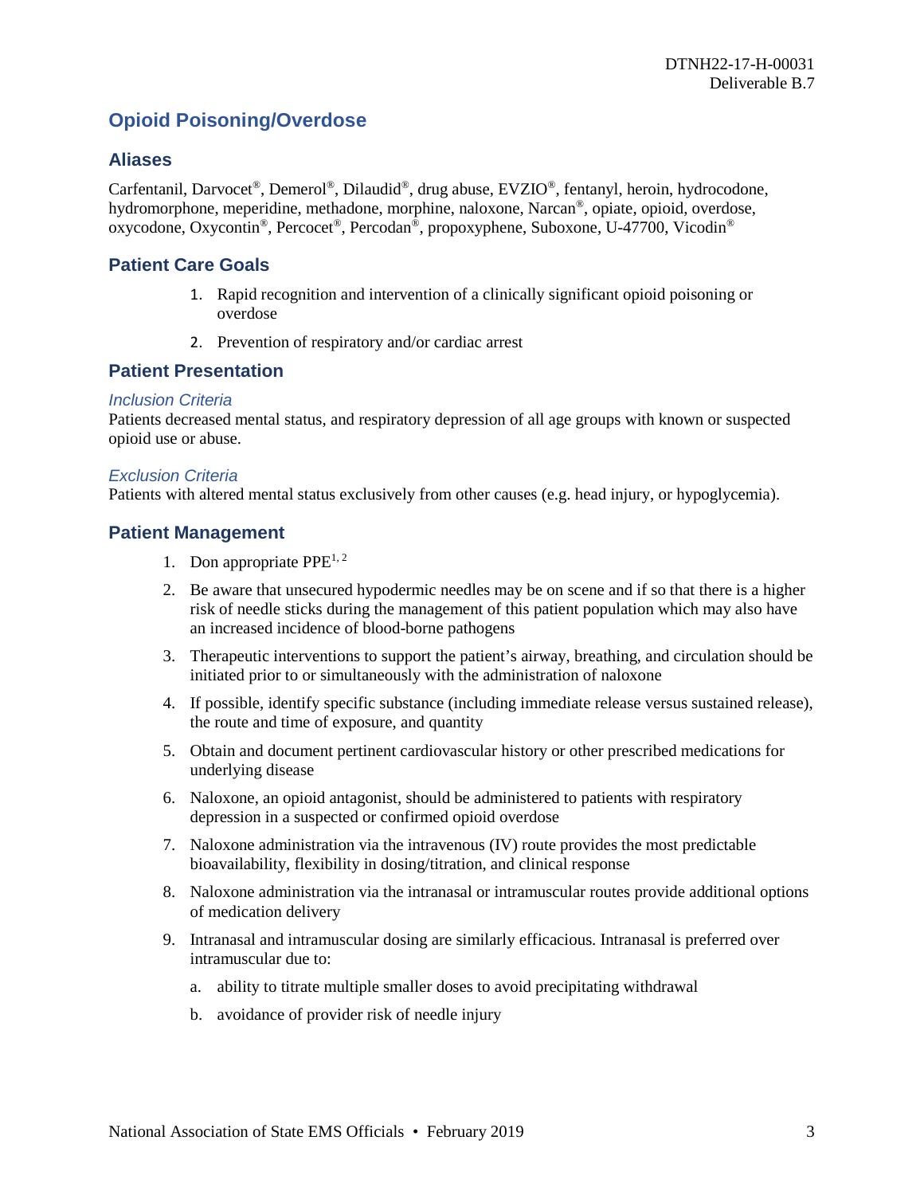## Opioid Poisoning/Overdose

### Aliases

Carfentanil, Darvocet®, Demerol®, Dilaudid®, drug abuse, EVZIO®, fentanyl, heroin, hydrocodone, hydromorphone, meperidine, methadone, morphine, naloxone, Narcan®, opiate, opioid, overdose, oxycodone, Oxycontin®, Percocet®, Percodan®, propoxyphene, Suboxone, U-47700, Vicodin®

### Patient Care Goals

1. Rapid recognition and intervention of a clinically significant opioid poisoning or overdose
2. Prevention of respiratory and/or cardiac arrest

### Patient Presentation

#### *Inclusion Criteria*

Patients decreased mental status, and respiratory depression of all age groups with known or suspected opioid use or abuse.

#### *Exclusion Criteria*

Patients with altered mental status exclusively from other causes (e.g. head injury, or hypoglycemia).

### Patient Management

1. Don appropriate PPE[1, 2]
2. Be aware that unsecured hypodermic needles may be on scene and if so that there is a higher risk of needle sticks during the management of this patient population which may also have an increased incidence of blood-borne pathogens
3. Therapeutic interventions to support the patient's airway, breathing, and circulation should be initiated prior to or simultaneously with the administration of naloxone
4. If possible, identify specific substance (including immediate release versus sustained release), the route and time of exposure, and quantity
5. Obtain and document pertinent cardiovascular history or other prescribed medications for underlying disease
6. Naloxone, an opioid antagonist, should be administered to patients with respiratory depression in a suspected or confirmed opioid overdose
7. Naloxone administration via the intravenous (IV) route provides the most predictable bioavailability, flexibility in dosing/titration, and clinical response
8. Naloxone administration via the intranasal or intramuscular routes provide additional options of medication delivery
9. Intranasal and intramuscular dosing are similarly efficacious. Intranasal is preferred over intramuscular due to:
   a. ability to titrate multiple smaller doses to avoid precipitating withdrawal
   b. avoidance of provider risk of needle injury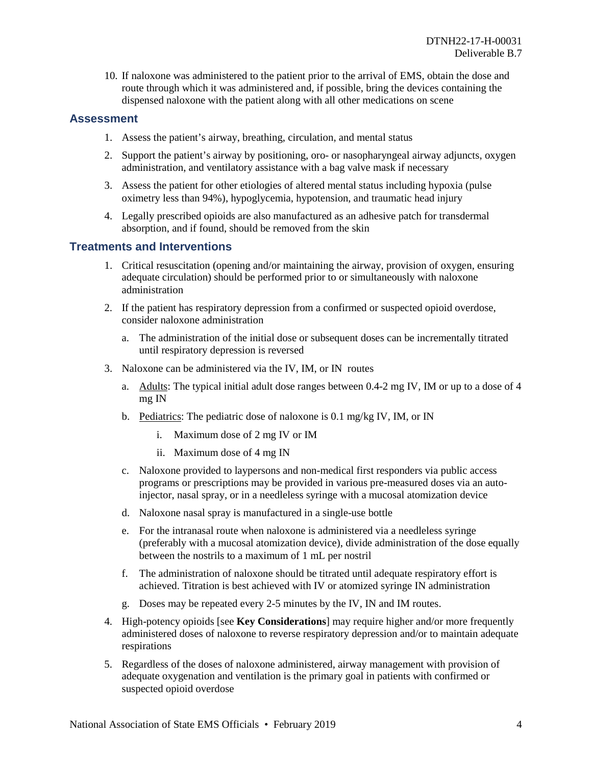10. If naloxone was administered to the patient prior to the arrival of EMS, obtain the dose and route through which it was administered and, if possible, bring the devices containing the dispensed naloxone with the patient along with all other medications on scene

## Assessment

1. Assess the patient's airway, breathing, circulation, and mental status
2. Support the patient's airway by positioning, oro- or nasopharyngeal airway adjuncts, oxygen administration, and ventilatory assistance with a bag valve mask if necessary
3. Assess the patient for other etiologies of altered mental status including hypoxia (pulse oximetry less than 94%), hypoglycemia, hypotension, and traumatic head injury
4. Legally prescribed opioids are also manufactured as an adhesive patch for transdermal absorption, and if found, should be removed from the skin

## Treatments and Interventions

1. Critical resuscitation (opening and/or maintaining the airway, provision of oxygen, ensuring adequate circulation) should be performed prior to or simultaneously with naloxone administration
2. If the patient has respiratory depression from a confirmed or suspected opioid overdose, consider naloxone administration
    a. The administration of the initial dose or subsequent doses can be incrementally titrated until respiratory depression is reversed
3. Naloxone can be administered via the IV, IM, or IN routes
    a. Adults: The typical initial adult dose ranges between 0.4-2 mg IV, IM or up to a dose of 4 mg IN
    b. Pediatrics: The pediatric dose of naloxone is 0.1 mg/kg IV, IM, or IN
        i. Maximum dose of 2 mg IV or IM
        ii. Maximum dose of 4 mg IN
    c. Naloxone provided to laypersons and non-medical first responders via public access programs or prescriptions may be provided in various pre-measured doses via an auto-injector, nasal spray, or in a needleless syringe with a mucosal atomization device
    d. Naloxone nasal spray is manufactured in a single-use bottle
    e. For the intranasal route when naloxone is administered via a needleless syringe (preferably with a mucosal atomization device), divide administration of the dose equally between the nostrils to a maximum of 1 mL per nostril
    f. The administration of naloxone should be titrated until adequate respiratory effort is achieved. Titration is best achieved with IV or atomized syringe IN administration
    g. Doses may be repeated every 2-5 minutes by the IV, IN and IM routes.
4. High-potency opioids [see **Key Considerations**] may require higher and/or more frequently administered doses of naloxone to reverse respiratory depression and/or to maintain adequate respirations
5. Regardless of the doses of naloxone administered, airway management with provision of adequate oxygenation and ventilation is the primary goal in patients with confirmed or suspected opioid overdose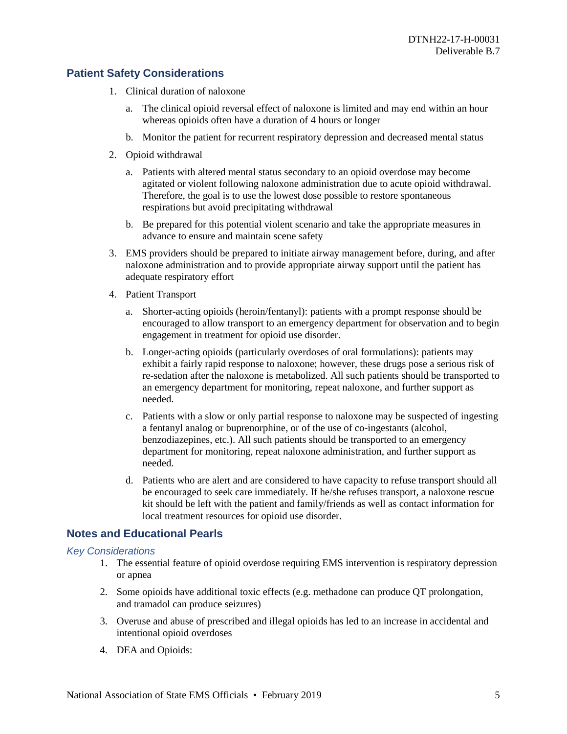## Patient Safety Considerations

1. Clinical duration of naloxone
   a. The clinical opioid reversal effect of naloxone is limited and may end within an hour whereas opioids often have a duration of 4 hours or longer
   b. Monitor the patient for recurrent respiratory depression and decreased mental status
2. Opioid withdrawal
   a. Patients with altered mental status secondary to an opioid overdose may become agitated or violent following naloxone administration due to acute opioid withdrawal. Therefore, the goal is to use the lowest dose possible to restore spontaneous respirations but avoid precipitating withdrawal
   b. Be prepared for this potential violent scenario and take the appropriate measures in advance to ensure and maintain scene safety
3. EMS providers should be prepared to initiate airway management before, during, and after naloxone administration and to provide appropriate airway support until the patient has adequate respiratory effort
4. Patient Transport
   a. Shorter-acting opioids (heroin/fentanyl): patients with a prompt response should be encouraged to allow transport to an emergency department for observation and to begin engagement in treatment for opioid use disorder.
   b. Longer-acting opioids (particularly overdoses of oral formulations): patients may exhibit a fairly rapid response to naloxone; however, these drugs pose a serious risk of re-sedation after the naloxone is metabolized. All such patients should be transported to an emergency department for monitoring, repeat naloxone, and further support as needed.
   c. Patients with a slow or only partial response to naloxone may be suspected of ingesting a fentanyl analog or buprenorphine, or of the use of co-ingestants (alcohol, benzodiazepines, etc.). All such patients should be transported to an emergency department for monitoring, repeat naloxone administration, and further support as needed.
   d. Patients who are alert and are considered to have capacity to refuse transport should all be encouraged to seek care immediately. If he/she refuses transport, a naloxone rescue kit should be left with the patient and family/friends as well as contact information for local treatment resources for opioid use disorder.

## Notes and Educational Pearls

### *Key Considerations*

1. The essential feature of opioid overdose requiring EMS intervention is respiratory depression or apnea
2. Some opioids have additional toxic effects (e.g. methadone can produce QT prolongation, and tramadol can produce seizures)
3. Overuse and abuse of prescribed and illegal opioids has led to an increase in accidental and intentional opioid overdoses
4. DEA and Opioids: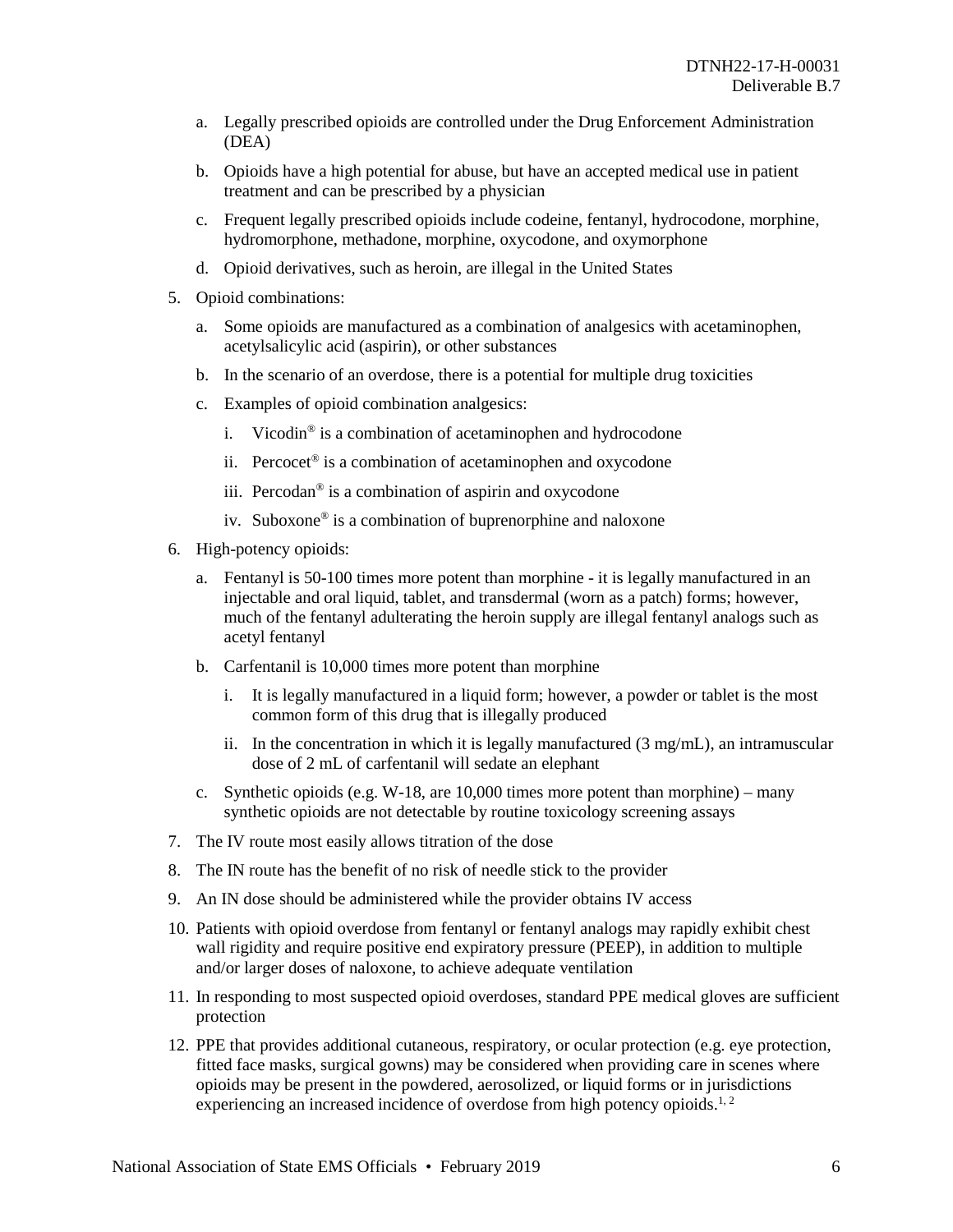a. Legally prescribed opioids are controlled under the Drug Enforcement Administration (DEA)

   b. Opioids have a high potential for abuse, but have an accepted medical use in patient treatment and can be prescribed by a physician

   c. Frequent legally prescribed opioids include codeine, fentanyl, hydrocodone, morphine, hydromorphone, methadone, morphine, oxycodone, and oxymorphone

   d. Opioid derivatives, such as heroin, are illegal in the United States

5. Opioid combinations:

   a. Some opioids are manufactured as a combination of analgesics with acetaminophen, acetylsalicylic acid (aspirin), or other substances

   b. In the scenario of an overdose, there is a potential for multiple drug toxicities

   c. Examples of opioid combination analgesics:

      i. Vicodin® is a combination of acetaminophen and hydrocodone

      ii. Percocet® is a combination of acetaminophen and oxycodone

      iii. Percodan® is a combination of aspirin and oxycodone

      iv. Suboxone® is a combination of buprenorphine and naloxone

6. High-potency opioids:

   a. Fentanyl is 50-100 times more potent than morphine - it is legally manufactured in an injectable and oral liquid, tablet, and transdermal (worn as a patch) forms; however, much of the fentanyl adulterating the heroin supply are illegal fentanyl analogs such as acetyl fentanyl

   b. Carfentanil is 10,000 times more potent than morphine

      i. It is legally manufactured in a liquid form; however, a powder or tablet is the most common form of this drug that is illegally produced

      ii. In the concentration in which it is legally manufactured (3 mg/mL), an intramuscular dose of 2 mL of carfentanil will sedate an elephant

   c. Synthetic opioids (e.g. W-18, are 10,000 times more potent than morphine) – many synthetic opioids are not detectable by routine toxicology screening assays

7. The IV route most easily allows titration of the dose

8. The IN route has the benefit of no risk of needle stick to the provider

9. An IN dose should be administered while the provider obtains IV access

10. Patients with opioid overdose from fentanyl or fentanyl analogs may rapidly exhibit chest wall rigidity and require positive end expiratory pressure (PEEP), in addition to multiple and/or larger doses of naloxone, to achieve adequate ventilation

11. In responding to most suspected opioid overdoses, standard PPE medical gloves are sufficient protection

12. PPE that provides additional cutaneous, respiratory, or ocular protection (e.g. eye protection, fitted face masks, surgical gowns) may be considered when providing care in scenes where opioids may be present in the powdered, aerosolized, or liquid forms or in jurisdictions experiencing an increased incidence of overdose from high potency opioids.[1, 2]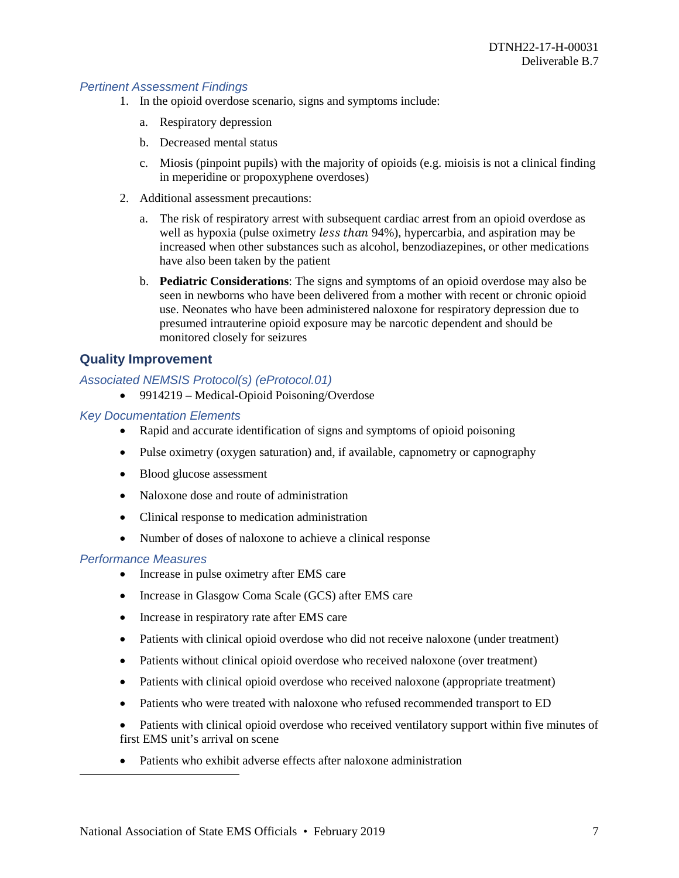### *Pertinent Assessment Findings*

1. In the opioid overdose scenario, signs and symptoms include:
   a. Respiratory depression
   b. Decreased mental status
   c. Miosis (pinpoint pupils) with the majority of opioids (e.g. mioisis is not a clinical finding in meperidine or propoxyphene overdoses)
2. Additional assessment precautions:
   a. The risk of respiratory arrest with subsequent cardiac arrest from an opioid overdose as well as hypoxia (pulse oximetry $less\ than$ 94%), hypercarbia, and aspiration may be increased when other substances such as alcohol, benzodiazepines, or other medications have also been taken by the patient
   b. **Pediatric Considerations**: The signs and symptoms of an opioid overdose may also be seen in newborns who have been delivered from a mother with recent or chronic opioid use. Neonates who have been administered naloxone for respiratory depression due to presumed intrauterine opioid exposure may be narcotic dependent and should be monitored closely for seizures

## Quality Improvement

### *Associated NEMSIS Protocol(s) (eProtocol.01)*

- 9914219 – Medical-Opioid Poisoning/Overdose

### *Key Documentation Elements*

- Rapid and accurate identification of signs and symptoms of opioid poisoning
- Pulse oximetry (oxygen saturation) and, if available, capnometry or capnography
- Blood glucose assessment
- Naloxone dose and route of administration
- Clinical response to medication administration
- Number of doses of naloxone to achieve a clinical response

### *Performance Measures*

- Increase in pulse oximetry after EMS care
- Increase in Glasgow Coma Scale (GCS) after EMS care
- Increase in respiratory rate after EMS care
- Patients with clinical opioid overdose who did not receive naloxone (under treatment)
- Patients without clinical opioid overdose who received naloxone (over treatment)
- Patients with clinical opioid overdose who received naloxone (appropriate treatment)
- Patients who were treated with naloxone who refused recommended transport to ED
- Patients with clinical opioid overdose who received ventilatory support within five minutes of first EMS unit's arrival on scene
- Patients who exhibit adverse effects after naloxone administration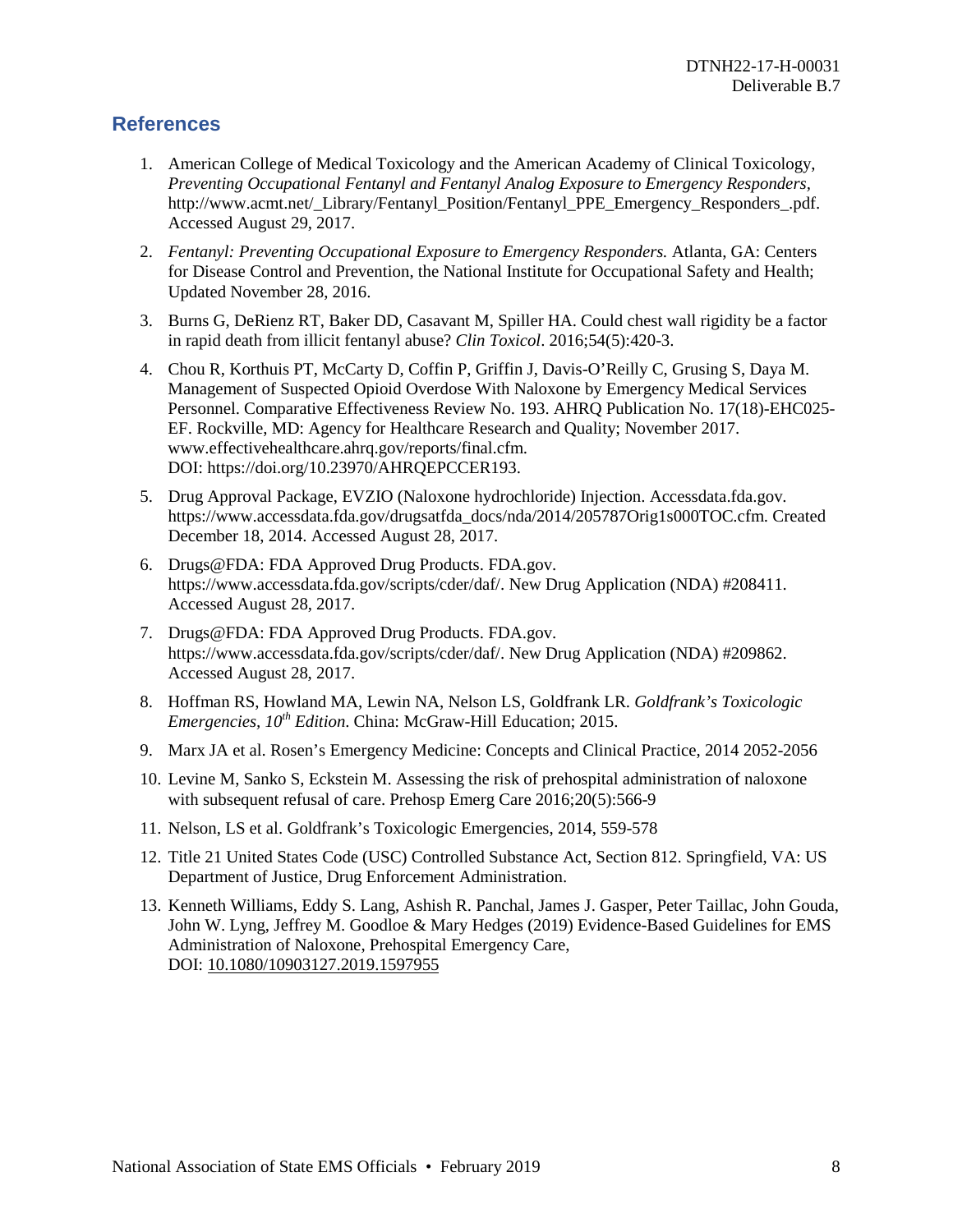## References

1. American College of Medical Toxicology and the American Academy of Clinical Toxicology, *Preventing Occupational Fentanyl and Fentanyl Analog Exposure to Emergency Responders*, http://www.acmt.net/_Library/Fentanyl_Position/Fentanyl_PPE_Emergency_Responders_.pdf. Accessed August 29, 2017.
2. *Fentanyl: Preventing Occupational Exposure to Emergency Responders.* Atlanta, GA: Centers for Disease Control and Prevention, the National Institute for Occupational Safety and Health; Updated November 28, 2016.
3. Burns G, DeRienz RT, Baker DD, Casavant M, Spiller HA. Could chest wall rigidity be a factor in rapid death from illicit fentanyl abuse? *Clin Toxicol*. 2016;54(5):420-3.
4. Chou R, Korthuis PT, McCarty D, Coffin P, Griffin J, Davis-O'Reilly C, Grusing S, Daya M. Management of Suspected Opioid Overdose With Naloxone by Emergency Medical Services Personnel. Comparative Effectiveness Review No. 193. AHRQ Publication No. 17(18)-EHC025-EF. Rockville, MD: Agency for Healthcare Research and Quality; November 2017. www.effectivehealthcare.ahrq.gov/reports/final.cfm. DOI: https://doi.org/10.23970/AHRQEPCCER193.
5. Drug Approval Package, EVZIO (Naloxone hydrochloride) Injection. Accessdata.fda.gov. https://www.accessdata.fda.gov/drugsatfda_docs/nda/2014/205787Orig1s000TOC.cfm. Created December 18, 2014. Accessed August 28, 2017.
6. Drugs@FDA: FDA Approved Drug Products. FDA.gov. https://www.accessdata.fda.gov/scripts/cder/daf/. New Drug Application (NDA) #208411. Accessed August 28, 2017.
7. Drugs@FDA: FDA Approved Drug Products. FDA.gov. https://www.accessdata.fda.gov/scripts/cder/daf/. New Drug Application (NDA) #209862. Accessed August 28, 2017.
8. Hoffman RS, Howland MA, Lewin NA, Nelson LS, Goldfrank LR. *Goldfrank's Toxicologic Emergencies, 10th Edition*. China: McGraw-Hill Education; 2015.
9. Marx JA et al. Rosen's Emergency Medicine: Concepts and Clinical Practice, 2014 2052-2056
10. Levine M, Sanko S, Eckstein M. Assessing the risk of prehospital administration of naloxone with subsequent refusal of care. Prehosp Emerg Care 2016;20(5):566-9
11. Nelson, LS et al. Goldfrank's Toxicologic Emergencies, 2014, 559-578
12. Title 21 United States Code (USC) Controlled Substance Act, Section 812. Springfield, VA: US Department of Justice, Drug Enforcement Administration.
13. Kenneth Williams, Eddy S. Lang, Ashish R. Panchal, James J. Gasper, Peter Taillac, John Gouda, John W. Lyng, Jeffrey M. Goodloe & Mary Hedges (2019) Evidence-Based Guidelines for EMS Administration of Naloxone, Prehospital Emergency Care, DOI: 10.1080/10903127.2019.1597955